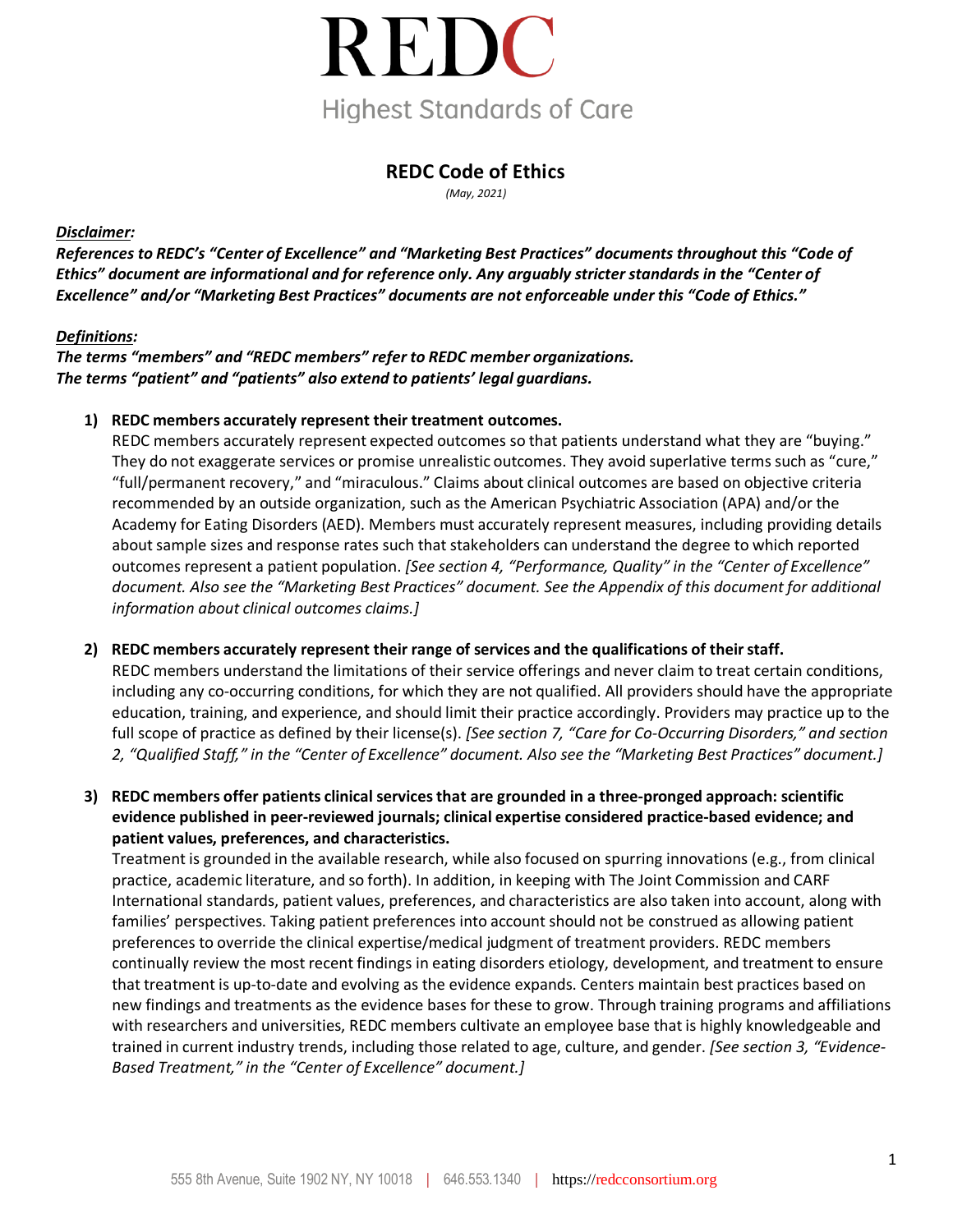# REDC

Highest Standards of Care

## REDC Code of Ethics

*(May, 2021)*

***Disclaimer:***

***References to REDC's "Center of Excellence" and "Marketing Best Practices" documents throughout this "Code of Ethics" document are informational and for reference only. Any arguably stricter standards in the "Center of Excellence" and/or "Marketing Best Practices" documents are not enforceable under this "Code of Ethics."***

***Definitions:***

***The terms "members" and "REDC members" refer to REDC member organizations.***
***The terms "patient" and "patients" also extend to patients' legal guardians.***

1) **REDC members accurately represent their treatment outcomes.**
   REDC members accurately represent expected outcomes so that patients understand what they are "buying." They do not exaggerate services or promise unrealistic outcomes. They avoid superlative terms such as "cure," "full/permanent recovery," and "miraculous." Claims about clinical outcomes are based on objective criteria recommended by an outside organization, such as the American Psychiatric Association (APA) and/or the Academy for Eating Disorders (AED). Members must accurately represent measures, including providing details about sample sizes and response rates such that stakeholders can understand the degree to which reported outcomes represent a patient population. *[See section 4, "Performance, Quality" in the "Center of Excellence" document. Also see the "Marketing Best Practices" document. See the Appendix of this document for additional information about clinical outcomes claims.]*

2) **REDC members accurately represent their range of services and the qualifications of their staff.**
   REDC members understand the limitations of their service offerings and never claim to treat certain conditions, including any co-occurring conditions, for which they are not qualified. All providers should have the appropriate education, training, and experience, and should limit their practice accordingly. Providers may practice up to the full scope of practice as defined by their license(s). *[See section 7, "Care for Co-Occurring Disorders," and section 2, "Qualified Staff," in the "Center of Excellence" document. Also see the "Marketing Best Practices" document.]*

3) **REDC members offer patients clinical services that are grounded in a three-pronged approach: scientific evidence published in peer-reviewed journals; clinical expertise considered practice-based evidence; and patient values, preferences, and characteristics.**
   Treatment is grounded in the available research, while also focused on spurring innovations (e.g., from clinical practice, academic literature, and so forth). In addition, in keeping with The Joint Commission and CARF International standards, patient values, preferences, and characteristics are also taken into account, along with families' perspectives. Taking patient preferences into account should not be construed as allowing patient preferences to override the clinical expertise/medical judgment of treatment providers. REDC members continually review the most recent findings in eating disorders etiology, development, and treatment to ensure that treatment is up-to-date and evolving as the evidence expands. Centers maintain best practices based on new findings and treatments as the evidence bases for these to grow. Through training programs and affiliations with researchers and universities, REDC members cultivate an employee base that is highly knowledgeable and trained in current industry trends, including those related to age, culture, and gender. *[See section 3, "Evidence-Based Treatment," in the "Center of Excellence" document.]*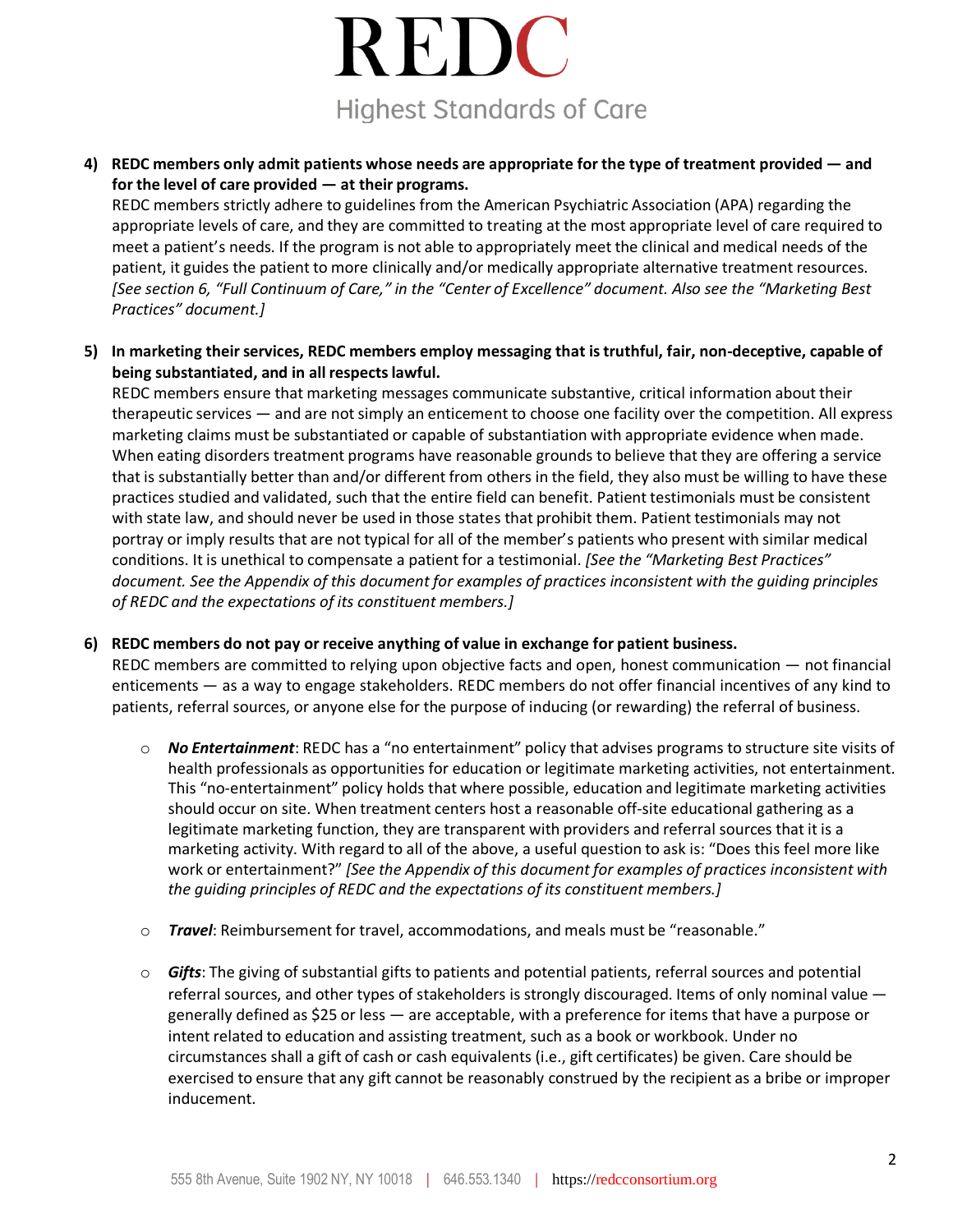4) **REDC members only admit patients whose needs are appropriate for the type of treatment provided — and for the level of care provided — at their programs.**
REDC members strictly adhere to guidelines from the American Psychiatric Association (APA) regarding the appropriate levels of care, and they are committed to treating at the most appropriate level of care required to meet a patient's needs. If the program is not able to appropriately meet the clinical and medical needs of the patient, it guides the patient to more clinically and/or medically appropriate alternative treatment resources. *[See section 6, "Full Continuum of Care," in the "Center of Excellence" document. Also see the "Marketing Best Practices" document.]*

5) **In marketing their services, REDC members employ messaging that is truthful, fair, non-deceptive, capable of being substantiated, and in all respects lawful.**
REDC members ensure that marketing messages communicate substantive, critical information about their therapeutic services — and are not simply an enticement to choose one facility over the competition. All express marketing claims must be substantiated or capable of substantiation with appropriate evidence when made. When eating disorders treatment programs have reasonable grounds to believe that they are offering a service that is substantially better than and/or different from others in the field, they also must be willing to have these practices studied and validated, such that the entire field can benefit. Patient testimonials must be consistent with state law, and should never be used in those states that prohibit them. Patient testimonials may not portray or imply results that are not typical for all of the member's patients who present with similar medical conditions. It is unethical to compensate a patient for a testimonial. *[See the "Marketing Best Practices" document. See the Appendix of this document for examples of practices inconsistent with the guiding principles of REDC and the expectations of its constituent members.]*

6) **REDC members do not pay or receive anything of value in exchange for patient business.**
REDC members are committed to relying upon objective facts and open, honest communication — not financial enticements — as a way to engage stakeholders. REDC members do not offer financial incentives of any kind to patients, referral sources, or anyone else for the purpose of inducing (or rewarding) the referral of business.

   - ***No Entertainment***: REDC has a "no entertainment" policy that advises programs to structure site visits of health professionals as opportunities for education or legitimate marketing activities, not entertainment. This "no-entertainment" policy holds that where possible, education and legitimate marketing activities should occur on site. When treatment centers host a reasonable off-site educational gathering as a legitimate marketing function, they are transparent with providers and referral sources that it is a marketing activity. With regard to all of the above, a useful question to ask is: "Does this feel more like work or entertainment?" *[See the Appendix of this document for examples of practices inconsistent with the guiding principles of REDC and the expectations of its constituent members.]*

   - ***Travel***: Reimbursement for travel, accommodations, and meals must be "reasonable."

   - ***Gifts***: The giving of substantial gifts to patients and potential patients, referral sources and potential referral sources, and other types of stakeholders is strongly discouraged. Items of only nominal value — generally defined as $25 or less — are acceptable, with a preference for items that have a purpose or intent related to education and assisting treatment, such as a book or workbook. Under no circumstances shall a gift of cash or cash equivalents (i.e., gift certificates) be given. Care should be exercised to ensure that any gift cannot be reasonably construed by the recipient as a bribe or improper inducement.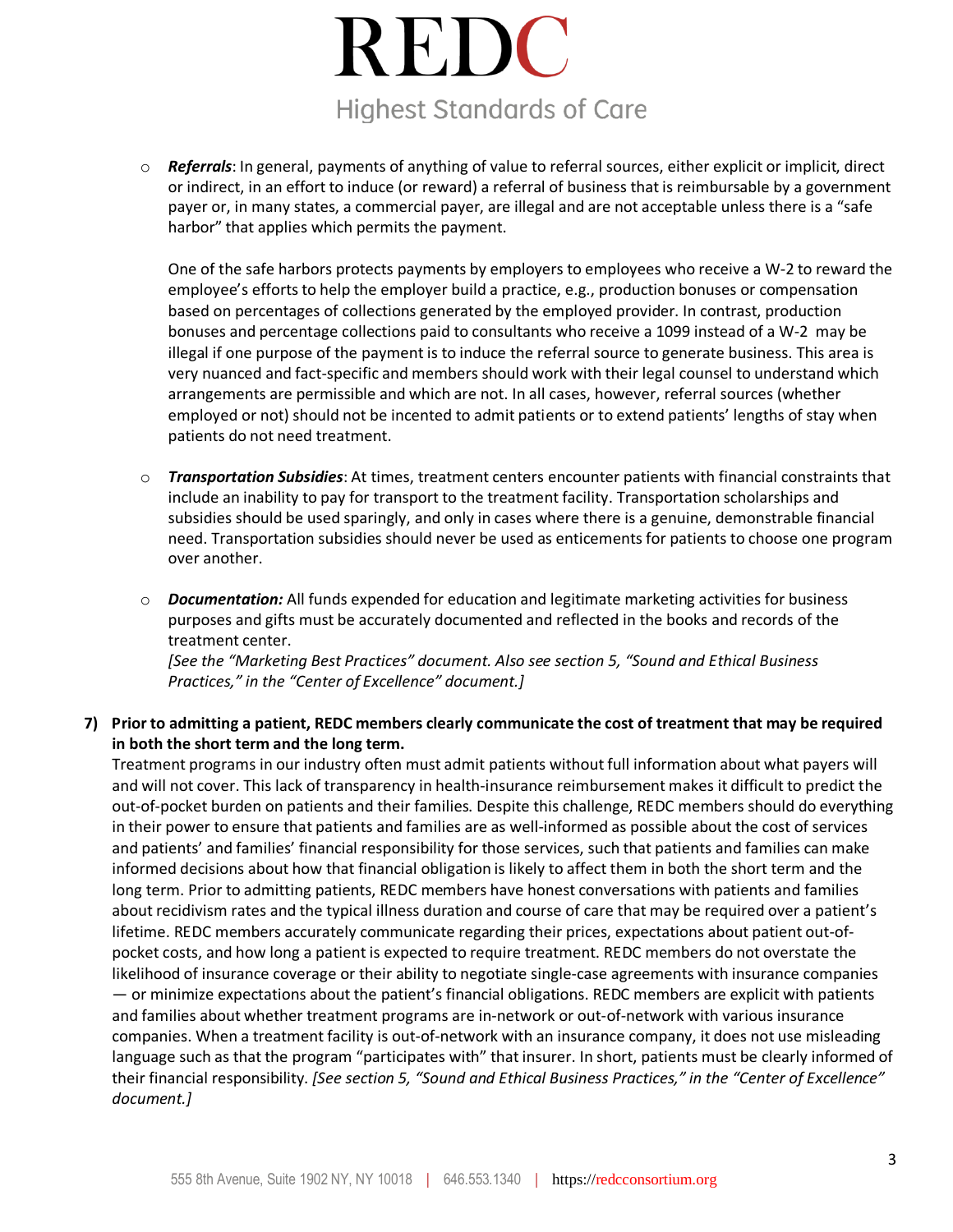- ***Referrals***: In general, payments of anything of value to referral sources, either explicit or implicit, direct or indirect, in an effort to induce (or reward) a referral of business that is reimbursable by a government payer or, in many states, a commercial payer, are illegal and are not acceptable unless there is a "safe harbor" that applies which permits the payment.

  One of the safe harbors protects payments by employers to employees who receive a W-2 to reward the employee's efforts to help the employer build a practice, e.g., production bonuses or compensation based on percentages of collections generated by the employed provider. In contrast, production bonuses and percentage collections paid to consultants who receive a 1099 instead of a W-2 may be illegal if one purpose of the payment is to induce the referral source to generate business. This area is very nuanced and fact-specific and members should work with their legal counsel to understand which arrangements are permissible and which are not. In all cases, however, referral sources (whether employed or not) should not be incented to admit patients or to extend patients' lengths of stay when patients do not need treatment.

- ***Transportation Subsidies***: At times, treatment centers encounter patients with financial constraints that include an inability to pay for transport to the treatment facility. Transportation scholarships and subsidies should be used sparingly, and only in cases where there is a genuine, demonstrable financial need. Transportation subsidies should never be used as enticements for patients to choose one program over another.

- ***Documentation:*** All funds expended for education and legitimate marketing activities for business purposes and gifts must be accurately documented and reflected in the books and records of the treatment center.
  *[See the "Marketing Best Practices" document. Also see section 5, "Sound and Ethical Business Practices," in the "Center of Excellence" document.]*

**7) Prior to admitting a patient, REDC members clearly communicate the cost of treatment that may be required in both the short term and the long term.**

Treatment programs in our industry often must admit patients without full information about what payers will and will not cover. This lack of transparency in health-insurance reimbursement makes it difficult to predict the out-of-pocket burden on patients and their families. Despite this challenge, REDC members should do everything in their power to ensure that patients and families are as well-informed as possible about the cost of services and patients' and families' financial responsibility for those services, such that patients and families can make informed decisions about how that financial obligation is likely to affect them in both the short term and the long term. Prior to admitting patients, REDC members have honest conversations with patients and families about recidivism rates and the typical illness duration and course of care that may be required over a patient's lifetime. REDC members accurately communicate regarding their prices, expectations about patient out-of-pocket costs, and how long a patient is expected to require treatment. REDC members do not overstate the likelihood of insurance coverage or their ability to negotiate single-case agreements with insurance companies — or minimize expectations about the patient's financial obligations. REDC members are explicit with patients and families about whether treatment programs are in-network or out-of-network with various insurance companies. When a treatment facility is out-of-network with an insurance company, it does not use misleading language such as that the program "participates with" that insurer. In short, patients must be clearly informed of their financial responsibility. *[See section 5, "Sound and Ethical Business Practices," in the "Center of Excellence" document.]*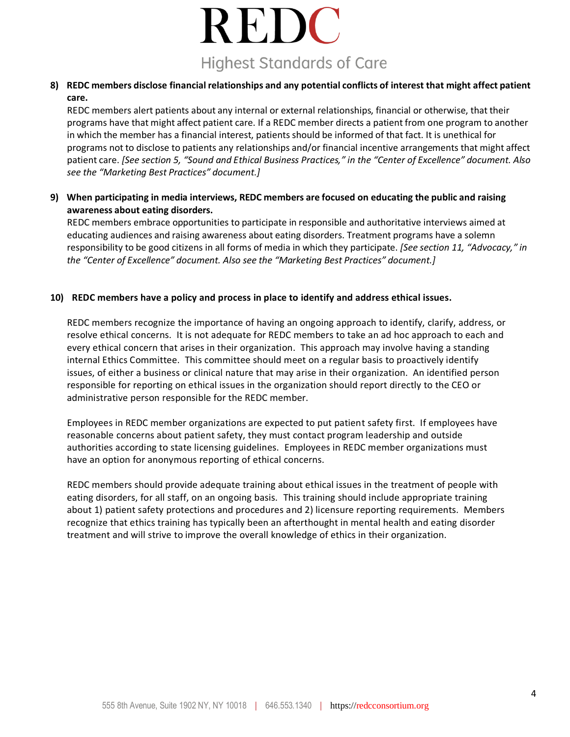**8) REDC members disclose financial relationships and any potential conflicts of interest that might affect patient care.**

REDC members alert patients about any internal or external relationships, financial or otherwise, that their programs have that might affect patient care. If a REDC member directs a patient from one program to another in which the member has a financial interest, patients should be informed of that fact. It is unethical for programs not to disclose to patients any relationships and/or financial incentive arrangements that might affect patient care. *[See section 5, "Sound and Ethical Business Practices," in the "Center of Excellence" document. Also see the "Marketing Best Practices" document.]*

**9) When participating in media interviews, REDC members are focused on educating the public and raising awareness about eating disorders.**

REDC members embrace opportunities to participate in responsible and authoritative interviews aimed at educating audiences and raising awareness about eating disorders. Treatment programs have a solemn responsibility to be good citizens in all forms of media in which they participate. *[See section 11, "Advocacy," in the "Center of Excellence" document. Also see the "Marketing Best Practices" document.]*

**10) REDC members have a policy and process in place to identify and address ethical issues.**

REDC members recognize the importance of having an ongoing approach to identify, clarify, address, or resolve ethical concerns. It is not adequate for REDC members to take an ad hoc approach to each and every ethical concern that arises in their organization. This approach may involve having a standing internal Ethics Committee. This committee should meet on a regular basis to proactively identify issues, of either a business or clinical nature that may arise in their organization. An identified person responsible for reporting on ethical issues in the organization should report directly to the CEO or administrative person responsible for the REDC member.

Employees in REDC member organizations are expected to put patient safety first. If employees have reasonable concerns about patient safety, they must contact program leadership and outside authorities according to state licensing guidelines. Employees in REDC member organizations must have an option for anonymous reporting of ethical concerns.

REDC members should provide adequate training about ethical issues in the treatment of people with eating disorders, for all staff, on an ongoing basis. This training should include appropriate training about 1) patient safety protections and procedures and 2) licensure reporting requirements. Members recognize that ethics training has typically been an afterthought in mental health and eating disorder treatment and will strive to improve the overall knowledge of ethics in their organization.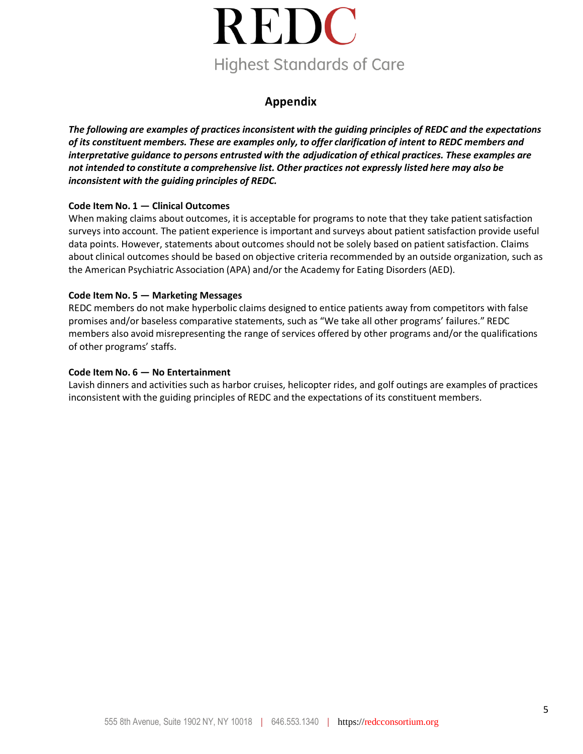# Appendix

***The following are examples of practices inconsistent with the guiding principles of REDC and the expectations of its constituent members. These are examples only, to offer clarification of intent to REDC members and interpretative guidance to persons entrusted with the adjudication of ethical practices. These examples are not intended to constitute a comprehensive list. Other practices not expressly listed here may also be inconsistent with the guiding principles of REDC.***

**Code Item No. 1 — Clinical Outcomes**

When making claims about outcomes, it is acceptable for programs to note that they take patient satisfaction surveys into account. The patient experience is important and surveys about patient satisfaction provide useful data points. However, statements about outcomes should not be solely based on patient satisfaction. Claims about clinical outcomes should be based on objective criteria recommended by an outside organization, such as the American Psychiatric Association (APA) and/or the Academy for Eating Disorders (AED).

**Code Item No. 5 — Marketing Messages**

REDC members do not make hyperbolic claims designed to entice patients away from competitors with false promises and/or baseless comparative statements, such as "We take all other programs' failures." REDC members also avoid misrepresenting the range of services offered by other programs and/or the qualifications of other programs' staffs.

**Code Item No. 6 — No Entertainment**

Lavish dinners and activities such as harbor cruises, helicopter rides, and golf outings are examples of practices inconsistent with the guiding principles of REDC and the expectations of its constituent members.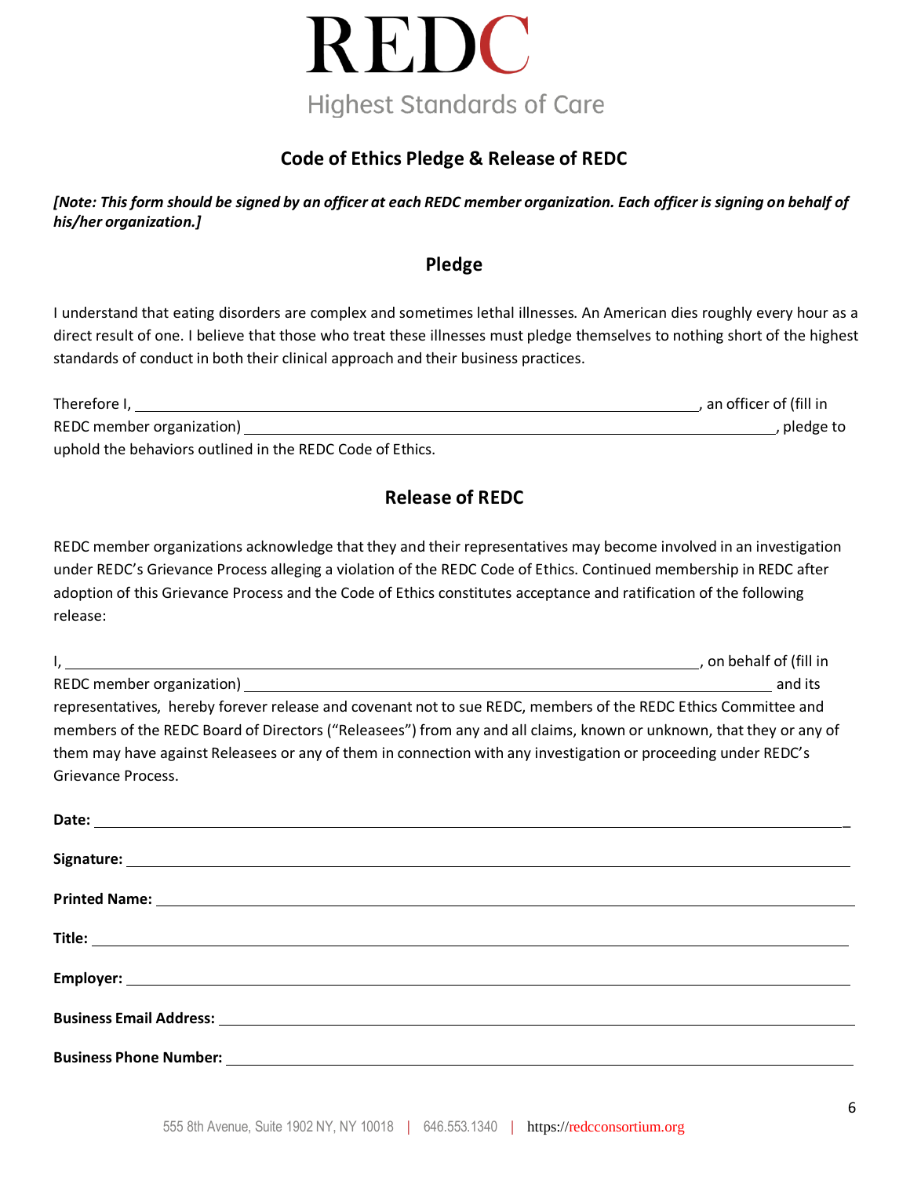# REDC

Highest Standards of Care

## Code of Ethics Pledge & Release of REDC

***[Note: This form should be signed by an officer at each REDC member organization. Each officer is signing on behalf of his/her organization.]***

### Pledge

I understand that eating disorders are complex and sometimes lethal illnesses. An American dies roughly every hour as a direct result of one. I believe that those who treat these illnesses must pledge themselves to nothing short of the highest standards of conduct in both their clinical approach and their business practices.

Therefore I, ______________________________________________, an officer of (fill in REDC member organization) ______________________________________________, pledge to uphold the behaviors outlined in the REDC Code of Ethics.

### Release of REDC

REDC member organizations acknowledge that they and their representatives may become involved in an investigation under REDC's Grievance Process alleging a violation of the REDC Code of Ethics. Continued membership in REDC after adoption of this Grievance Process and the Code of Ethics constitutes acceptance and ratification of the following release:

I, ______________________________________________, on behalf of (fill in REDC member organization) ______________________________________________ and its representatives, hereby forever release and covenant not to sue REDC, members of the REDC Ethics Committee and members of the REDC Board of Directors ("Releasees") from any and all claims, known or unknown, that they or any of them may have against Releasees or any of them in connection with any investigation or proceeding under REDC's Grievance Process.

**Date:** ______________________________________________

**Signature:** ______________________________________________

**Printed Name:** ______________________________________________

**Title:** ______________________________________________

**Employer:** ______________________________________________

**Business Email Address:** ______________________________________________

**Business Phone Number:** ______________________________________________

555 8th Avenue, Suite 1902 NY, NY 10018 | 646.553.1340 | https://redcconsortium.org